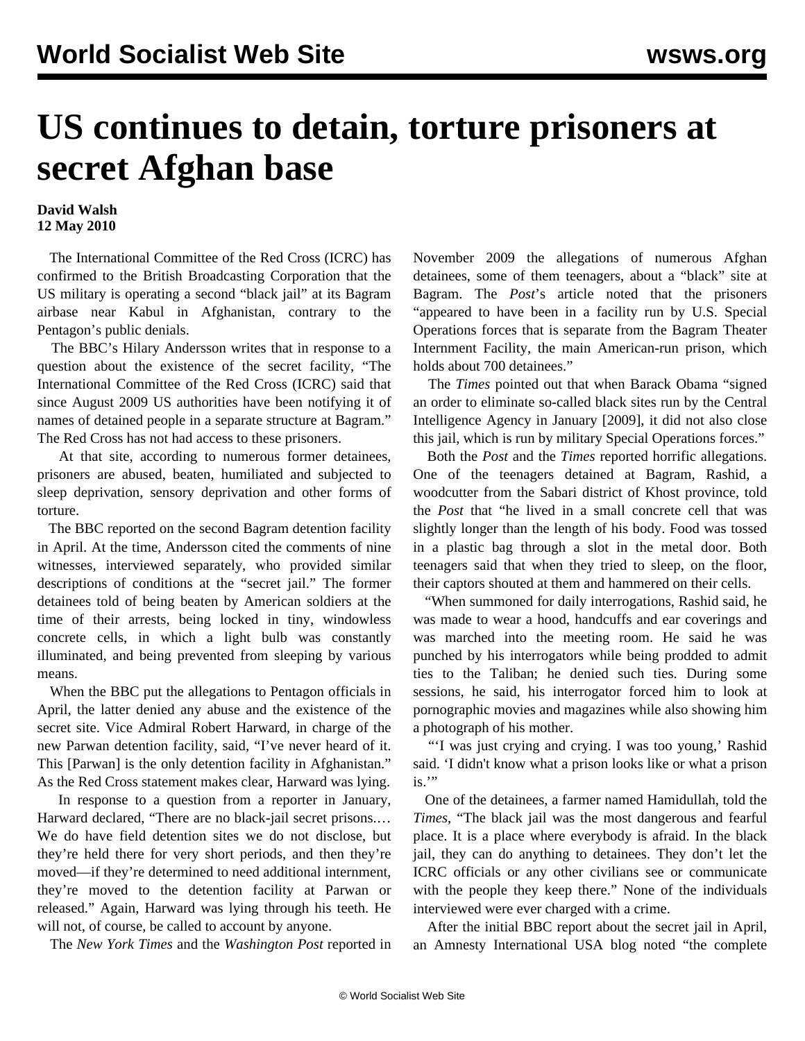# US continues to detain, torture prisoners at secret Afghan base

**David Walsh**
**12 May 2010**

The International Committee of the Red Cross (ICRC) has confirmed to the British Broadcasting Corporation that the US military is operating a second "black jail" at its Bagram airbase near Kabul in Afghanistan, contrary to the Pentagon's public denials.

The BBC's Hilary Andersson writes that in response to a question about the existence of the secret facility, "The International Committee of the Red Cross (ICRC) said that since August 2009 US authorities have been notifying it of names of detained people in a separate structure at Bagram." The Red Cross has not had access to these prisoners.

At that site, according to numerous former detainees, prisoners are abused, beaten, humiliated and subjected to sleep deprivation, sensory deprivation and other forms of torture.

The BBC reported on the second Bagram detention facility in April. At the time, Andersson cited the comments of nine witnesses, interviewed separately, who provided similar descriptions of conditions at the "secret jail." The former detainees told of being beaten by American soldiers at the time of their arrests, being locked in tiny, windowless concrete cells, in which a light bulb was constantly illuminated, and being prevented from sleeping by various means.

When the BBC put the allegations to Pentagon officials in April, the latter denied any abuse and the existence of the secret site. Vice Admiral Robert Harward, in charge of the new Parwan detention facility, said, "I've never heard of it. This [Parwan] is the only detention facility in Afghanistan." As the Red Cross statement makes clear, Harward was lying.

In response to a question from a reporter in January, Harward declared, "There are no black-jail secret prisons.… We do have field detention sites we do not disclose, but they're held there for very short periods, and then they're moved—if they're determined to need additional internment, they're moved to the detention facility at Parwan or released." Again, Harward was lying through his teeth. He will not, of course, be called to account by anyone.

The *New York Times* and the *Washington Post* reported in November 2009 the allegations of numerous Afghan detainees, some of them teenagers, about a "black" site at Bagram. The *Post*'s article noted that the prisoners "appeared to have been in a facility run by U.S. Special Operations forces that is separate from the Bagram Theater Internment Facility, the main American-run prison, which holds about 700 detainees."

The *Times* pointed out that when Barack Obama "signed an order to eliminate so-called black sites run by the Central Intelligence Agency in January [2009], it did not also close this jail, which is run by military Special Operations forces."

Both the *Post* and the *Times* reported horrific allegations. One of the teenagers detained at Bagram, Rashid, a woodcutter from the Sabari district of Khost province, told the *Post* that "he lived in a small concrete cell that was slightly longer than the length of his body. Food was tossed in a plastic bag through a slot in the metal door. Both teenagers said that when they tried to sleep, on the floor, their captors shouted at them and hammered on their cells.

"When summoned for daily interrogations, Rashid said, he was made to wear a hood, handcuffs and ear coverings and was marched into the meeting room. He said he was punched by his interrogators while being prodded to admit ties to the Taliban; he denied such ties. During some sessions, he said, his interrogator forced him to look at pornographic movies and magazines while also showing him a photograph of his mother.

"'I was just crying and crying. I was too young,' Rashid said. 'I didn't know what a prison looks like or what a prison is.'"

One of the detainees, a farmer named Hamidullah, told the *Times*, "The black jail was the most dangerous and fearful place. It is a place where everybody is afraid. In the black jail, they can do anything to detainees. They don't let the ICRC officials or any other civilians see or communicate with the people they keep there." None of the individuals interviewed were ever charged with a crime.

After the initial BBC report about the secret jail in April, an Amnesty International USA blog noted "the complete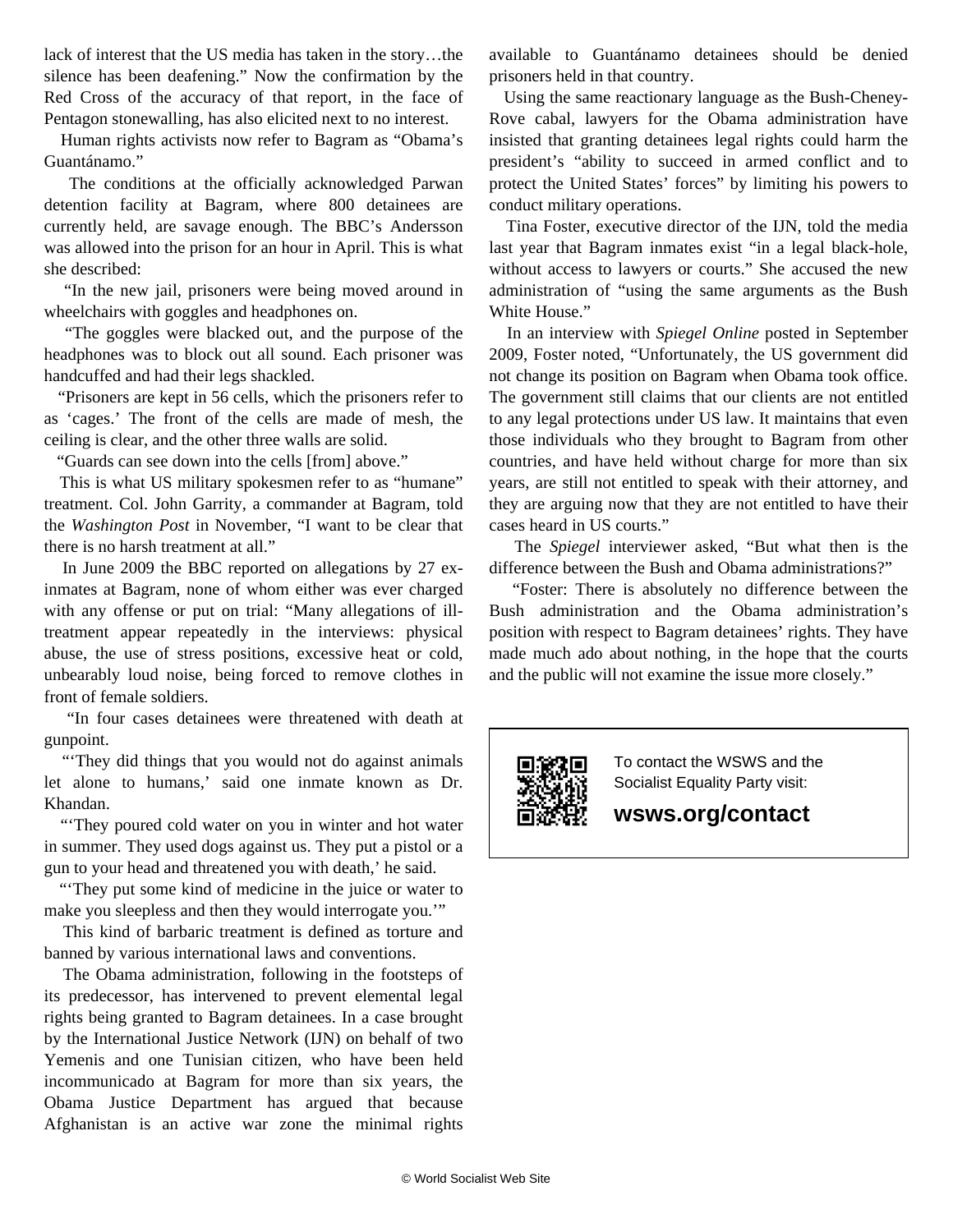lack of interest that the US media has taken in the story…the silence has been deafening." Now the confirmation by the Red Cross of the accuracy of that report, in the face of Pentagon stonewalling, has also elicited next to no interest.

Human rights activists now refer to Bagram as "Obama's Guantánamo."

The conditions at the officially acknowledged Parwan detention facility at Bagram, where 800 detainees are currently held, are savage enough. The BBC's Andersson was allowed into the prison for an hour in April. This is what she described:

"In the new jail, prisoners were being moved around in wheelchairs with goggles and headphones on.

"The goggles were blacked out, and the purpose of the headphones was to block out all sound. Each prisoner was handcuffed and had their legs shackled.

"Prisoners are kept in 56 cells, which the prisoners refer to as 'cages.' The front of the cells are made of mesh, the ceiling is clear, and the other three walls are solid.

"Guards can see down into the cells [from] above."

This is what US military spokesmen refer to as "humane" treatment. Col. John Garrity, a commander at Bagram, told the *Washington Post* in November, "I want to be clear that there is no harsh treatment at all."

In June 2009 the BBC reported on allegations by 27 ex-inmates at Bagram, none of whom either was ever charged with any offense or put on trial: "Many allegations of ill-treatment appear repeatedly in the interviews: physical abuse, the use of stress positions, excessive heat or cold, unbearably loud noise, being forced to remove clothes in front of female soldiers.

"In four cases detainees were threatened with death at gunpoint.

"'They did things that you would not do against animals let alone to humans,' said one inmate known as Dr. Khandan.

"'They poured cold water on you in winter and hot water in summer. They used dogs against us. They put a pistol or a gun to your head and threatened you with death,' he said.

"'They put some kind of medicine in the juice or water to make you sleepless and then they would interrogate you.'"

This kind of barbaric treatment is defined as torture and banned by various international laws and conventions.

The Obama administration, following in the footsteps of its predecessor, has intervened to prevent elemental legal rights being granted to Bagram detainees. In a case brought by the International Justice Network (IJN) on behalf of two Yemenis and one Tunisian citizen, who have been held incommunicado at Bagram for more than six years, the Obama Justice Department has argued that because Afghanistan is an active war zone the minimal rights available to Guantánamo detainees should be denied prisoners held in that country.

Using the same reactionary language as the Bush-Cheney-Rove cabal, lawyers for the Obama administration have insisted that granting detainees legal rights could harm the president's "ability to succeed in armed conflict and to protect the United States' forces" by limiting his powers to conduct military operations.

Tina Foster, executive director of the IJN, told the media last year that Bagram inmates exist "in a legal black-hole, without access to lawyers or courts." She accused the new administration of "using the same arguments as the Bush White House."

In an interview with *Spiegel Online* posted in September 2009, Foster noted, "Unfortunately, the US government did not change its position on Bagram when Obama took office. The government still claims that our clients are not entitled to any legal protections under US law. It maintains that even those individuals who they brought to Bagram from other countries, and have held without charge for more than six years, are still not entitled to speak with their attorney, and they are arguing now that they are not entitled to have their cases heard in US courts."

The *Spiegel* interviewer asked, "But what then is the difference between the Bush and Obama administrations?"

"Foster: There is absolutely no difference between the Bush administration and the Obama administration's position with respect to Bagram detainees' rights. They have made much ado about nothing, in the hope that the courts and the public will not examine the issue more closely."

To contact the WSWS and the Socialist Equality Party visit:

**wsws.org/contact**